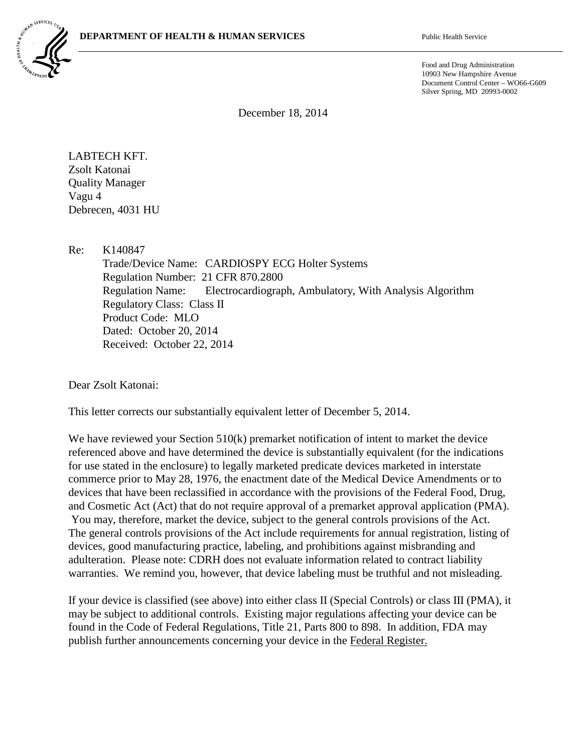**DEPARTMENT OF HEALTH & HUMAN SERVICES** Public Health Service

Food and Drug Administration
10903 New Hampshire Avenue
Document Control Center – WO66-G609
Silver Spring, MD 20993-0002

December 18, 2014

LABTECH KFT.
Zsolt Katonai
Quality Manager
Vagu 4
Debrecen, 4031 HU

Re: K140847
Trade/Device Name: CARDIOSPY ECG Holter Systems
Regulation Number: 21 CFR 870.2800
Regulation Name: Electrocardiograph, Ambulatory, With Analysis Algorithm
Regulatory Class: Class II
Product Code: MLO
Dated: October 20, 2014
Received: October 22, 2014

Dear Zsolt Katonai:

This letter corrects our substantially equivalent letter of December 5, 2014.

We have reviewed your Section 510(k) premarket notification of intent to market the device referenced above and have determined the device is substantially equivalent (for the indications for use stated in the enclosure) to legally marketed predicate devices marketed in interstate commerce prior to May 28, 1976, the enactment date of the Medical Device Amendments or to devices that have been reclassified in accordance with the provisions of the Federal Food, Drug, and Cosmetic Act (Act) that do not require approval of a premarket approval application (PMA). You may, therefore, market the device, subject to the general controls provisions of the Act. The general controls provisions of the Act include requirements for annual registration, listing of devices, good manufacturing practice, labeling, and prohibitions against misbranding and adulteration. Please note: CDRH does not evaluate information related to contract liability warranties. We remind you, however, that device labeling must be truthful and not misleading.

If your device is classified (see above) into either class II (Special Controls) or class III (PMA), it may be subject to additional controls. Existing major regulations affecting your device can be found in the Code of Federal Regulations, Title 21, Parts 800 to 898. In addition, FDA may publish further announcements concerning your device in the Federal Register.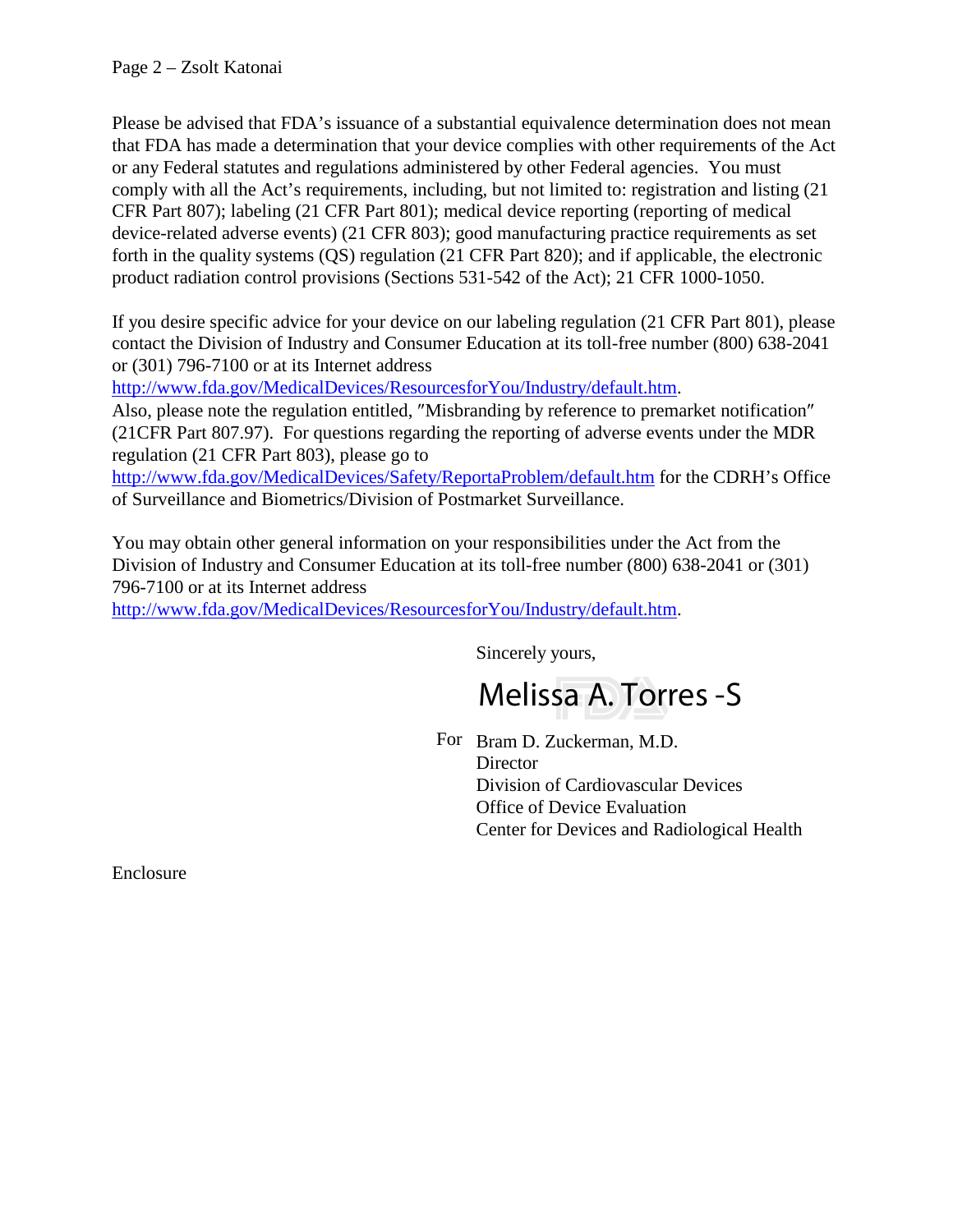Please be advised that FDA's issuance of a substantial equivalence determination does not mean that FDA has made a determination that your device complies with other requirements of the Act or any Federal statutes and regulations administered by other Federal agencies. You must comply with all the Act's requirements, including, but not limited to: registration and listing (21 CFR Part 807); labeling (21 CFR Part 801); medical device reporting (reporting of medical device-related adverse events) (21 CFR 803); good manufacturing practice requirements as set forth in the quality systems (QS) regulation (21 CFR Part 820); and if applicable, the electronic product radiation control provisions (Sections 531-542 of the Act); 21 CFR 1000-1050.

If you desire specific advice for your device on our labeling regulation (21 CFR Part 801), please contact the Division of Industry and Consumer Education at its toll-free number (800) 638-2041 or (301) 796-7100 or at its Internet address http://www.fda.gov/MedicalDevices/ResourcesforYou/Industry/default.htm.
Also, please note the regulation entitled, "Misbranding by reference to premarket notification" (21CFR Part 807.97). For questions regarding the reporting of adverse events under the MDR regulation (21 CFR Part 803), please go to http://www.fda.gov/MedicalDevices/Safety/ReportaProblem/default.htm for the CDRH's Office of Surveillance and Biometrics/Division of Postmarket Surveillance.

You may obtain other general information on your responsibilities under the Act from the Division of Industry and Consumer Education at its toll-free number (800) 638-2041 or (301) 796-7100 or at its Internet address http://www.fda.gov/MedicalDevices/ResourcesforYou/Industry/default.htm.

Sincerely yours,

Melissa A. Torres -S

For Bram D. Zuckerman, M.D.
Director
Division of Cardiovascular Devices
Office of Device Evaluation
Center for Devices and Radiological Health

Enclosure